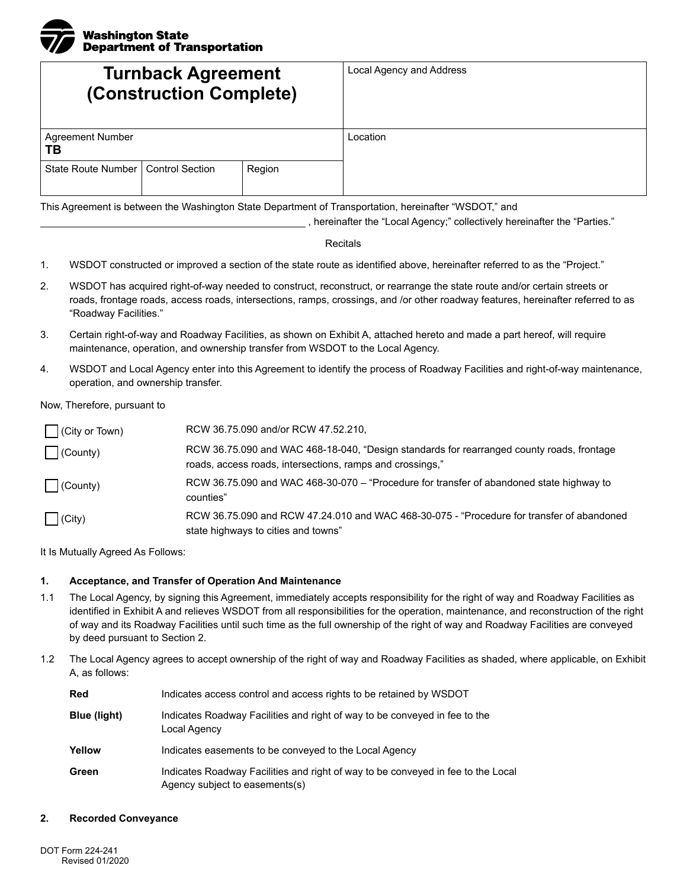Washington State Department of Transportation

| **Turnback Agreement (Construction Complete)** | | | Local Agency and Address |
|---|---|---|---|
| Agreement Number **TB** | | | Location |
| State Route Number | Control Section | Region | |

This Agreement is between the Washington State Department of Transportation, hereinafter “WSDOT,” and \_\_\_\_\_\_\_\_\_\_\_\_\_\_\_\_\_\_\_\_\_\_\_\_\_\_\_\_\_\_\_\_\_\_\_\_\_\_\_\_\_\_, hereinafter the “Local Agency;” collectively hereinafter the “Parties.”

Recitals

1. WSDOT constructed or improved a section of the state route as identified above, hereinafter referred to as the “Project.”
2. WSDOT has acquired right-of-way needed to construct, reconstruct, or rearrange the state route and/or certain streets or roads, frontage roads, access roads, intersections, ramps, crossings, and /or other roadway features, hereinafter referred to as “Roadway Facilities.”
3. Certain right-of-way and Roadway Facilities, as shown on Exhibit A, attached hereto and made a part hereof, will require maintenance, operation, and ownership transfer from WSDOT to the Local Agency.
4. WSDOT and Local Agency enter into this Agreement to identify the process of Roadway Facilities and right-of-way maintenance, operation, and ownership transfer.

Now, Therefore, pursuant to

- ☐ (City or Town) — RCW 36.75.090 and/or RCW 47.52.210,
- ☐ (County) — RCW 36.75.090 and WAC 468-18-040, “Design standards for rearranged county roads, frontage roads, access roads, intersections, ramps and crossings,”
- ☐ (County) — RCW 36.75.090 and WAC 468-30-070 – “Procedure for transfer of abandoned state highway to counties”
- ☐ (City) — RCW 36.75.090 and RCW 47.24.010 and WAC 468-30-075 - “Procedure for transfer of abandoned state highways to cities and towns”

It Is Mutually Agreed As Follows:

### 1. Acceptance, and Transfer of Operation And Maintenance

1.1 The Local Agency, by signing this Agreement, immediately accepts responsibility for the right of way and Roadway Facilities as identified in Exhibit A and relieves WSDOT from all responsibilities for the operation, maintenance, and reconstruction of the right of way and its Roadway Facilities until such time as the full ownership of the right of way and Roadway Facilities are conveyed by deed pursuant to Section 2.

1.2 The Local Agency agrees to accept ownership of the right of way and Roadway Facilities as shaded, where applicable, on Exhibit A, as follows:

| | |
|---|---|
| **Red** | Indicates access control and access rights to be retained by WSDOT |
| **Blue (light)** | Indicates Roadway Facilities and right of way to be conveyed in fee to the Local Agency |
| **Yellow** | Indicates easements to be conveyed to the Local Agency |
| **Green** | Indicates Roadway Facilities and right of way to be conveyed in fee to the Local Agency subject to easements(s) |

### 2. Recorded Conveyance

DOT Form 224-241
Revised 01/2020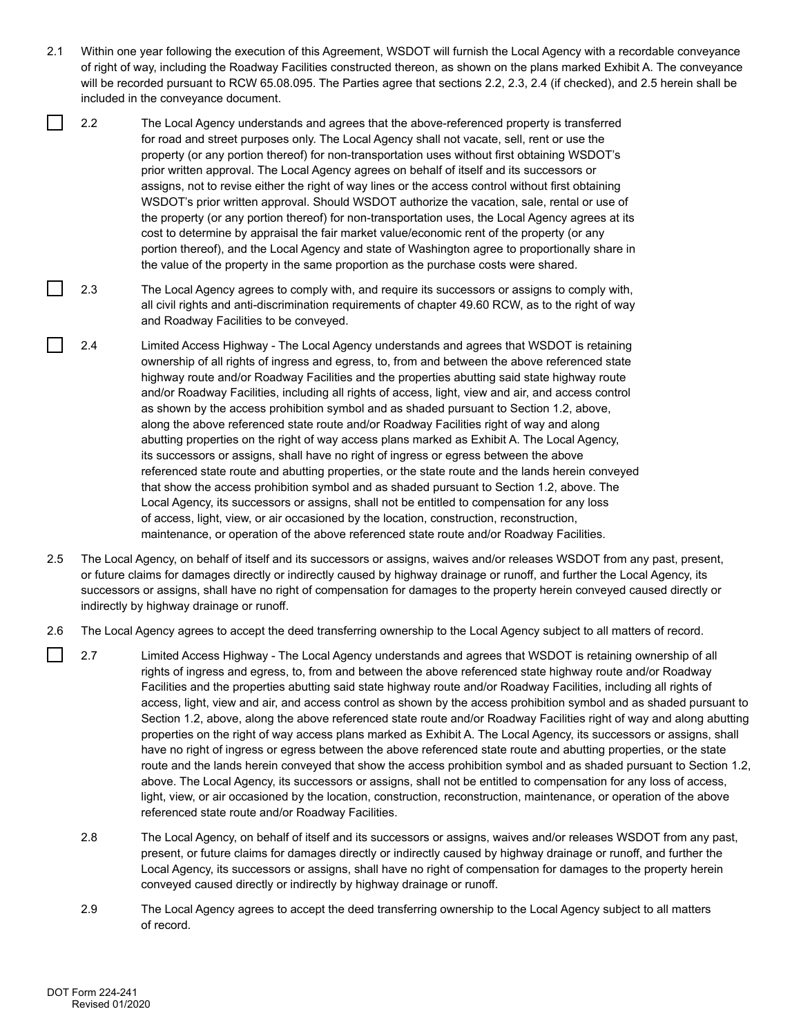2.1 Within one year following the execution of this Agreement, WSDOT will furnish the Local Agency with a recordable conveyance of right of way, including the Roadway Facilities constructed thereon, as shown on the plans marked Exhibit A. The conveyance will be recorded pursuant to RCW 65.08.095. The Parties agree that sections 2.2, 2.3, 2.4 (if checked), and 2.5 herein shall be included in the conveyance document.

☐ 2.2 The Local Agency understands and agrees that the above-referenced property is transferred for road and street purposes only. The Local Agency shall not vacate, sell, rent or use the property (or any portion thereof) for non-transportation uses without first obtaining WSDOT's prior written approval. The Local Agency agrees on behalf of itself and its successors or assigns, not to revise either the right of way lines or the access control without first obtaining WSDOT's prior written approval. Should WSDOT authorize the vacation, sale, rental or use of the property (or any portion thereof) for non-transportation uses, the Local Agency agrees at its cost to determine by appraisal the fair market value/economic rent of the property (or any portion thereof), and the Local Agency and state of Washington agree to proportionally share in the value of the property in the same proportion as the purchase costs were shared.

☐ 2.3 The Local Agency agrees to comply with, and require its successors or assigns to comply with, all civil rights and anti-discrimination requirements of chapter 49.60 RCW, as to the right of way and Roadway Facilities to be conveyed.

☐ 2.4 Limited Access Highway - The Local Agency understands and agrees that WSDOT is retaining ownership of all rights of ingress and egress, to, from and between the above referenced state highway route and/or Roadway Facilities and the properties abutting said state highway route and/or Roadway Facilities, including all rights of access, light, view and air, and access control as shown by the access prohibition symbol and as shaded pursuant to Section 1.2, above, along the above referenced state route and/or Roadway Facilities right of way and along abutting properties on the right of way access plans marked as Exhibit A. The Local Agency, its successors or assigns, shall have no right of ingress or egress between the above referenced state route and abutting properties, or the state route and the lands herein conveyed that show the access prohibition symbol and as shaded pursuant to Section 1.2, above. The Local Agency, its successors or assigns, shall not be entitled to compensation for any loss of access, light, view, or air occasioned by the location, construction, reconstruction, maintenance, or operation of the above referenced state route and/or Roadway Facilities.

2.5 The Local Agency, on behalf of itself and its successors or assigns, waives and/or releases WSDOT from any past, present, or future claims for damages directly or indirectly caused by highway drainage or runoff, and further the Local Agency, its successors or assigns, shall have no right of compensation for damages to the property herein conveyed caused directly or indirectly by highway drainage or runoff.

2.6 The Local Agency agrees to accept the deed transferring ownership to the Local Agency subject to all matters of record.

☐ 2.7 Limited Access Highway - The Local Agency understands and agrees that WSDOT is retaining ownership of all rights of ingress and egress, to, from and between the above referenced state highway route and/or Roadway Facilities and the properties abutting said state highway route and/or Roadway Facilities, including all rights of access, light, view and air, and access control as shown by the access prohibition symbol and as shaded pursuant to Section 1.2, above, along the above referenced state route and/or Roadway Facilities right of way and along abutting properties on the right of way access plans marked as Exhibit A. The Local Agency, its successors or assigns, shall have no right of ingress or egress between the above referenced state route and abutting properties, or the state route and the lands herein conveyed that show the access prohibition symbol and as shaded pursuant to Section 1.2, above. The Local Agency, its successors or assigns, shall not be entitled to compensation for any loss of access, light, view, or air occasioned by the location, construction, reconstruction, maintenance, or operation of the above referenced state route and/or Roadway Facilities.

2.8 The Local Agency, on behalf of itself and its successors or assigns, waives and/or releases WSDOT from any past, present, or future claims for damages directly or indirectly caused by highway drainage or runoff, and further the Local Agency, its successors or assigns, shall have no right of compensation for damages to the property herein conveyed caused directly or indirectly by highway drainage or runoff.

2.9 The Local Agency agrees to accept the deed transferring ownership to the Local Agency subject to all matters of record.

DOT Form 224-241
Revised 01/2020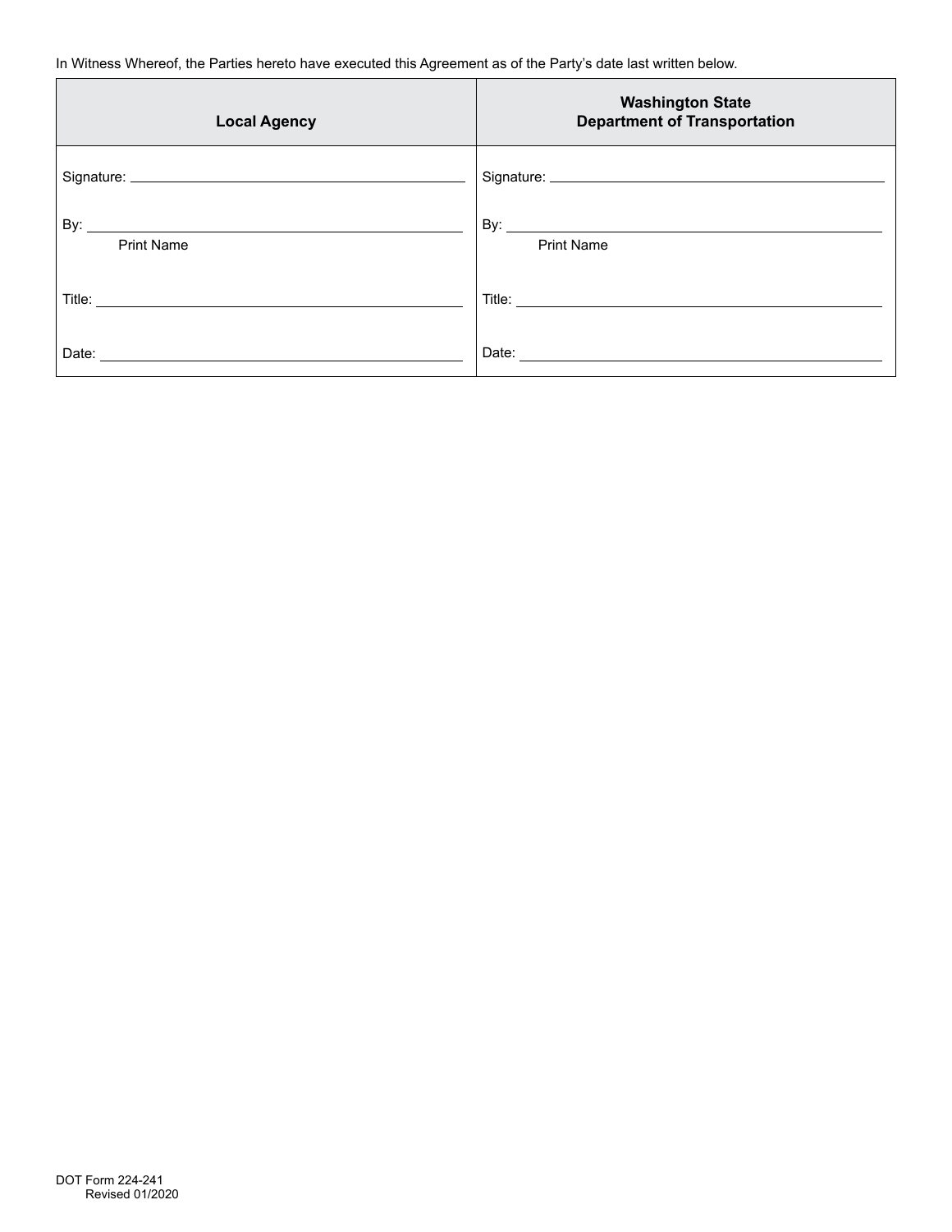In Witness Whereof, the Parties hereto have executed this Agreement as of the Party's date last written below.

| **Local Agency** | **Washington State Department of Transportation** |
| --- | --- |
| Signature: ______________________ | Signature: ______________________ |
| By: ______________________ Print Name | By: ______________________ Print Name |
| Title: ______________________ | Title: ______________________ |
| Date: ______________________ | Date: ______________________ |

DOT Form 224-241
Revised 01/2020